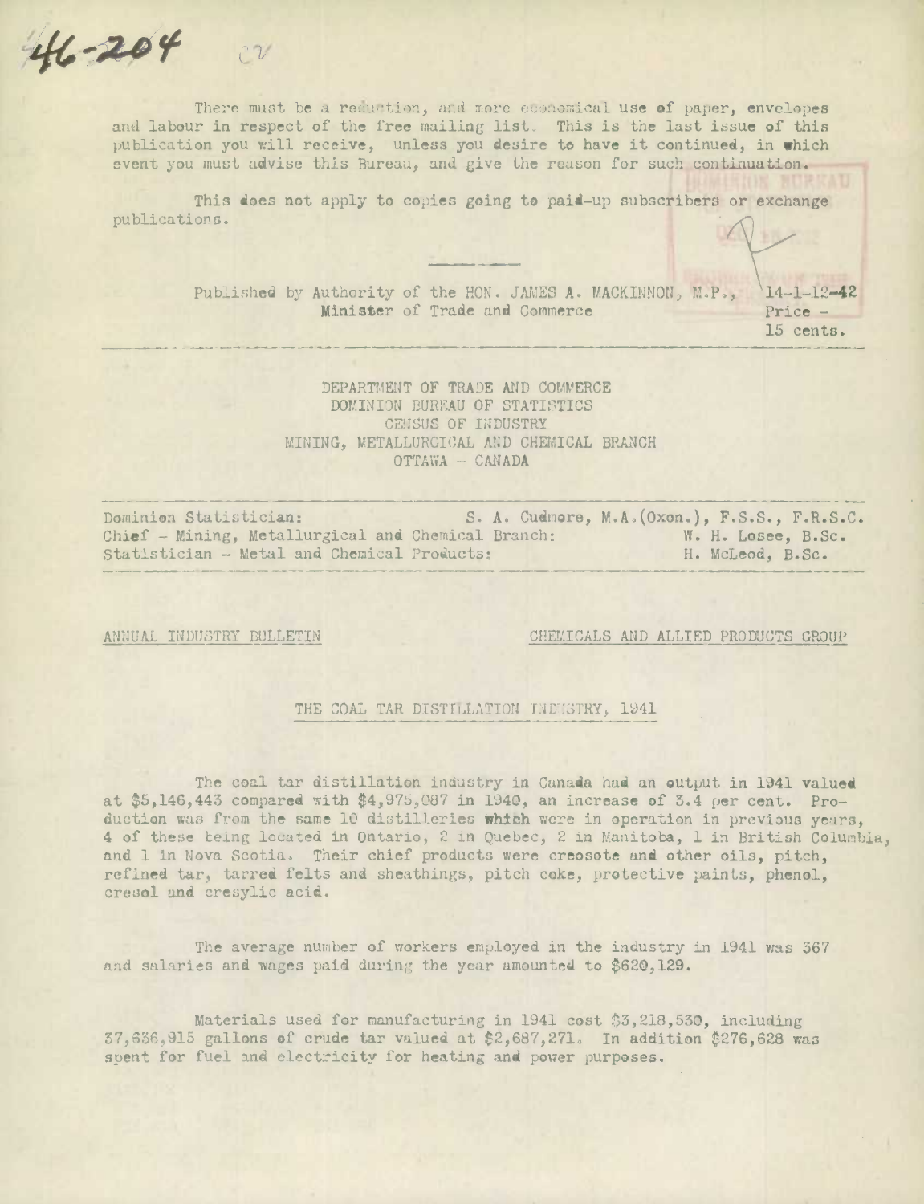46-204

There must be a reduction, and more economical use of paper, envelopes and labour in respect of the free mailing list. This is the last issue of this publication you will receive, unless you desire to have it continued, in which event you must advise this Bureau, and give the reason for such continuation.

This does not apply to copies going to paid-up subscribers or exchange publications.

---

Published by Authority of the HON. JAMES A. MACKINNON, M.P., Minister of Trade and Commerce

14-1-12-42
Price - 15 cents.

DEPARTMENT OF TRADE AND COMMERCE
DOMINION BUREAU OF STATISTICS
CENSUS OF INDUSTRY
MINING, METALLURGICAL AND CHEMICAL BRANCH
OTTAWA - CANADA

Dominion Statistician: S. A. Cudmore, M.A.(Oxon.), F.S.S., F.R.S.C.
Chief - Mining, Metallurgical and Chemical Branch: W. H. Losee, B.Sc.
Statistician - Metal and Chemical Products: H. McLeod, B.Sc.

ANNUAL INDUSTRY BULLETIN — CHEMICALS AND ALLIED PRODUCTS GROUP

## THE COAL TAR DISTILLATION INDUSTRY, 1941

The coal tar distillation industry in Canada had an output in 1941 valued at $5,146,443 compared with $4,975,087 in 1940, an increase of 3.4 per cent. Production was from the same 10 distilleries which were in operation in previous years, 4 of these being located in Ontario, 2 in Quebec, 2 in Manitoba, 1 in British Columbia, and 1 in Nova Scotia. Their chief products were creosote and other oils, pitch, refined tar, tarred felts and sheathings, pitch coke, protective paints, phenol, cresol and cresylic acid.

The average number of workers employed in the industry in 1941 was 367 and salaries and wages paid during the year amounted to $620,129.

Materials used for manufacturing in 1941 cost $3,218,530, including 37,636,915 gallons of crude tar valued at $2,687,271. In addition $276,628 was spent for fuel and electricity for heating and power purposes.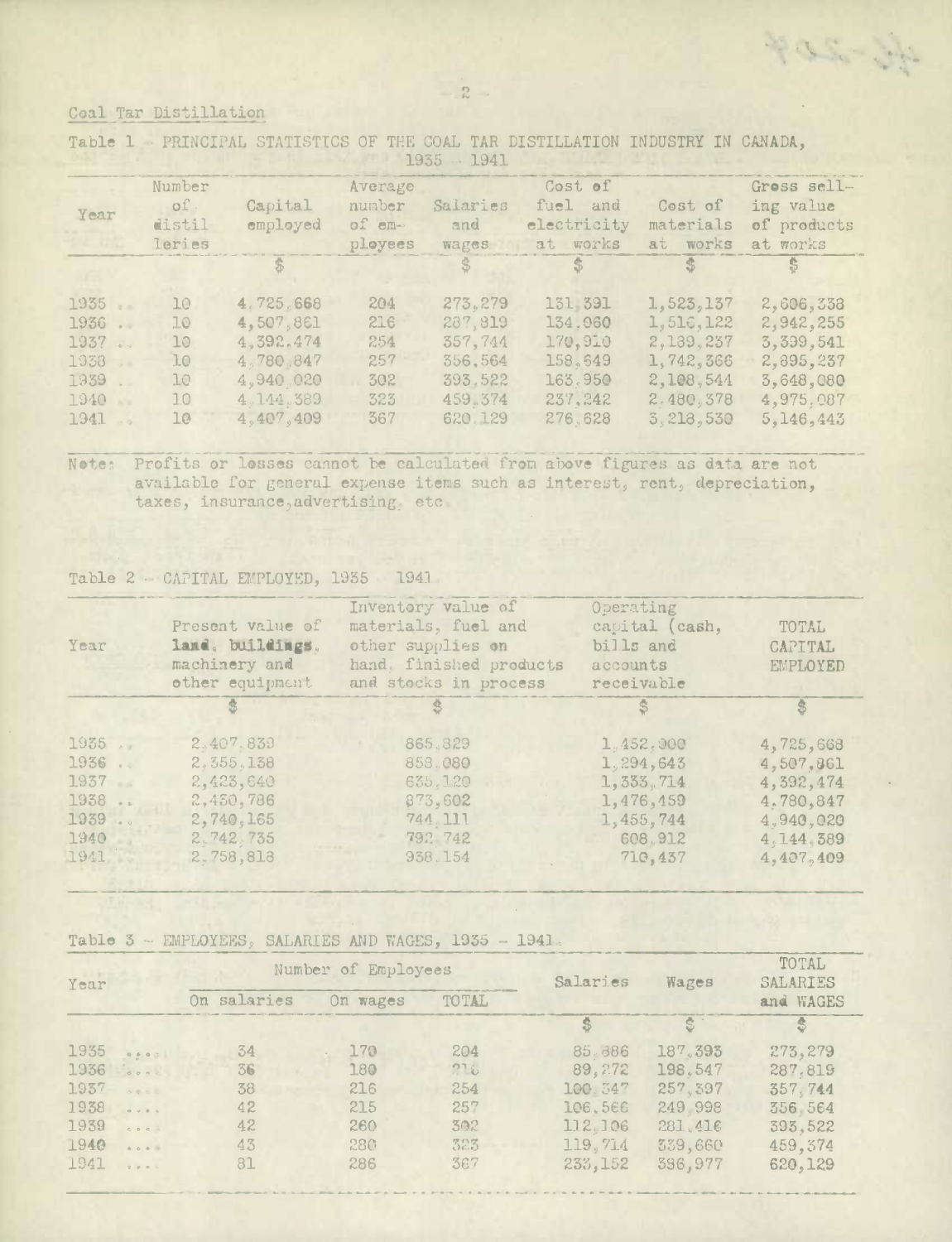Coal Tar Distillation

Table 1 - PRINCIPAL STATISTICS OF THE COAL TAR DISTILLATION INDUSTRY IN CANADA, 1935 - 1941

| Year | Number of distilleries | Capital employed | Average number of employees | Salaries and wages | Cost of fuel and electricity at works | Cost of materials at works | Gross selling value of products at works |
|---|---|---|---|---|---|---|---|
| | | $ | | $ | $ | $ | $ |
| 1935 .. | 10 | 4,725,668 | 204 | 273,279 | 131,391 | 1,523,137 | 2,606,338 |
| 1936 .. | 10 | 4,507,861 | 216 | 287,819 | 134,060 | 1,516,122 | 2,942,255 |
| 1937 .. | 10 | 4,392,474 | 254 | 357,744 | 170,910 | 2,139,237 | 3,399,541 |
| 1938 .. | 10 | 4,780,847 | 257 | 356,564 | 158,649 | 1,742,366 | 2,895,237 |
| 1939 .. | 10 | 4,940,020 | 302 | 393,522 | 163,950 | 2,108,544 | 3,648,080 |
| 1940 .. | 10 | 4,144,389 | 323 | 459,374 | 237,242 | 2,480,378 | 4,975,087 |
| 1941 .. | 10 | 4,407,409 | 367 | 620,129 | 276,628 | 3,218,530 | 5,146,443 |

Note: Profits or losses cannot be calculated from above figures as data are not available for general expense items such as interest, rent, depreciation, taxes, insurance, advertising, etc.

Table 2 - CAPITAL EMPLOYED, 1935 - 1941

| Year | Present value of land, buildings, machinery and other equipment | Inventory value of materials, fuel and other supplies on hand, finished products and stocks in process | Operating capital (cash, bills and accounts receivable | TOTAL CAPITAL EMPLOYED |
|---|---|---|---|---|
| | $ | $ | $ | $ |
| 1935 .. | 2,407,839 | 865,829 | 1,452,000 | 4,725,668 |
| 1936 .. | 2,355,138 | 858,080 | 1,294,643 | 4,507,861 |
| 1937 .. | 2,423,640 | 635,120 | 1,333,714 | 4,392,474 |
| 1938 .. | 2,430,786 | 873,602 | 1,476,459 | 4,780,847 |
| 1939 .. | 2,740,165 | 744,111 | 1,455,744 | 4,940,020 |
| 1940 .. | 2,742,735 | 792,742 | 608,912 | 4,144,389 |
| 1941 .. | 2,758,818 | 938,154 | 710,437 | 4,407,409 |

Table 3 - EMPLOYEES, SALARIES AND WAGES, 1935 - 1941

| Year | Number of Employees | | | Salaries | Wages | TOTAL SALARIES and WAGES |
|---|---|---|---|---|---|---|
| | On salaries | On wages | TOTAL | $ | $ | $ |
| 1935 .... | 34 | 170 | 204 | 85,886 | 187,393 | 273,279 |
| 1936 .... | 36 | 180 | 216 | 89,272 | 198,547 | 287,819 |
| 1937 .... | 38 | 216 | 254 | 100,347 | 257,397 | 357,744 |
| 1938 .... | 42 | 215 | 257 | 106,566 | 249,998 | 356,564 |
| 1939 .... | 42 | 260 | 302 | 112,106 | 281,416 | 393,522 |
| 1940 .... | 43 | 280 | 323 | 119,714 | 339,660 | 459,374 |
| 1941 .... | 81 | 286 | 367 | 233,152 | 386,977 | 620,129 |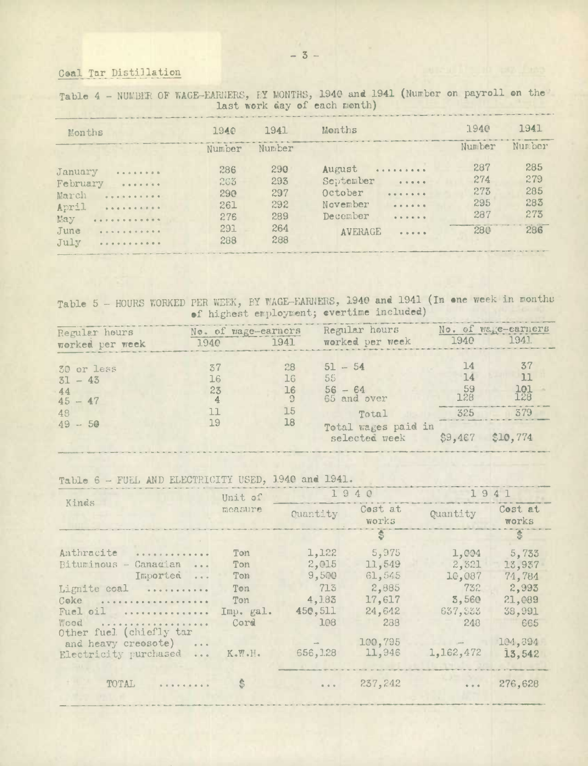Coal Tar Distillation

Table 4 - NUMBER OF WAGE-EARNERS, BY MONTHS, 1940 and 1941 (Number on payroll on the last work day of each month)

| Months | 1940 | 1941 | Months | 1940 | 1941 |
|---|---|---|---|---|---|
| | Number | Number | | Number | Number |
| January ........ | 286 | 290 | August ......... | 287 | 285 |
| February ....... | 263 | 293 | September ..... | 274 | 279 |
| March .......... | 290 | 297 | October ....... | 273 | 285 |
| April .......... | 261 | 292 | November ...... | 295 | 283 |
| May ............ | 276 | 289 | December ...... | 287 | 273 |
| June ........... | 291 | 264 | AVERAGE ..... | 280 | 286 |
| July ........... | 288 | 288 | | | |

Table 5 - HOURS WORKED PER WEEK, BY WAGE-EARNERS, 1940 and 1941 (In one week in months of highest employment; overtime included)

| Regular hours worked per week | No. of wage-earners 1940 | 1941 | Regular hours worked per week | No. of wage-earners 1940 | 1941 |
|---|---|---|---|---|---|
| 30 or less | 37 | 28 | 51 - 54 | 14 | 37 |
| 31 - 43 | 16 | 16 | 55 | 14 | 11 |
| 44 | 23 | 16 | 56 - 64 | 59 | 101 |
| 45 - 47 | 4 | 9 | 65 and over | 128 | 128 |
| 48 | 11 | 15 | Total | 325 | 379 |
| 49 - 50 | 19 | 18 | Total wages paid in selected week | $9,467 | $10,774 |

Table 6 - FUEL AND ELECTRICITY USED, 1940 and 1941.

| Kinds | Unit of measure | 1940 Quantity | 1940 Cost at works | 1941 Quantity | 1941 Cost at works |
|---|---|---|---|---|---|
| | | | $ | | $ |
| Anthracite ............ | Ton | 1,122 | 5,975 | 1,004 | 5,733 |
| Bituminous - Canadian ... | Ton | 2,015 | 11,549 | 2,321 | 13,937 |
| Imported ... | Ton | 9,500 | 61,545 | 10,087 | 74,784 |
| Lignite coal .......... | Ton | 713 | 2,885 | 732 | 2,993 |
| Coke .................. | Ton | 4,183 | 17,617 | 3,560 | 21,089 |
| Fuel oil .............. | Imp. gal. | 450,511 | 24,642 | 637,333 | 38,991 |
| Wood .................. | Cord | 108 | 288 | 248 | 665 |
| Other fuel (chiefly tar and heavy creosote) ... | | – | 100,795 | – | 104,394 |
| Electricity purchased ... | K.W.H. | 656,128 | 11,946 | 1,162,472 | 13,542 |
| TOTAL ........ | $ | ... | 237,242 | ... | 276,628 |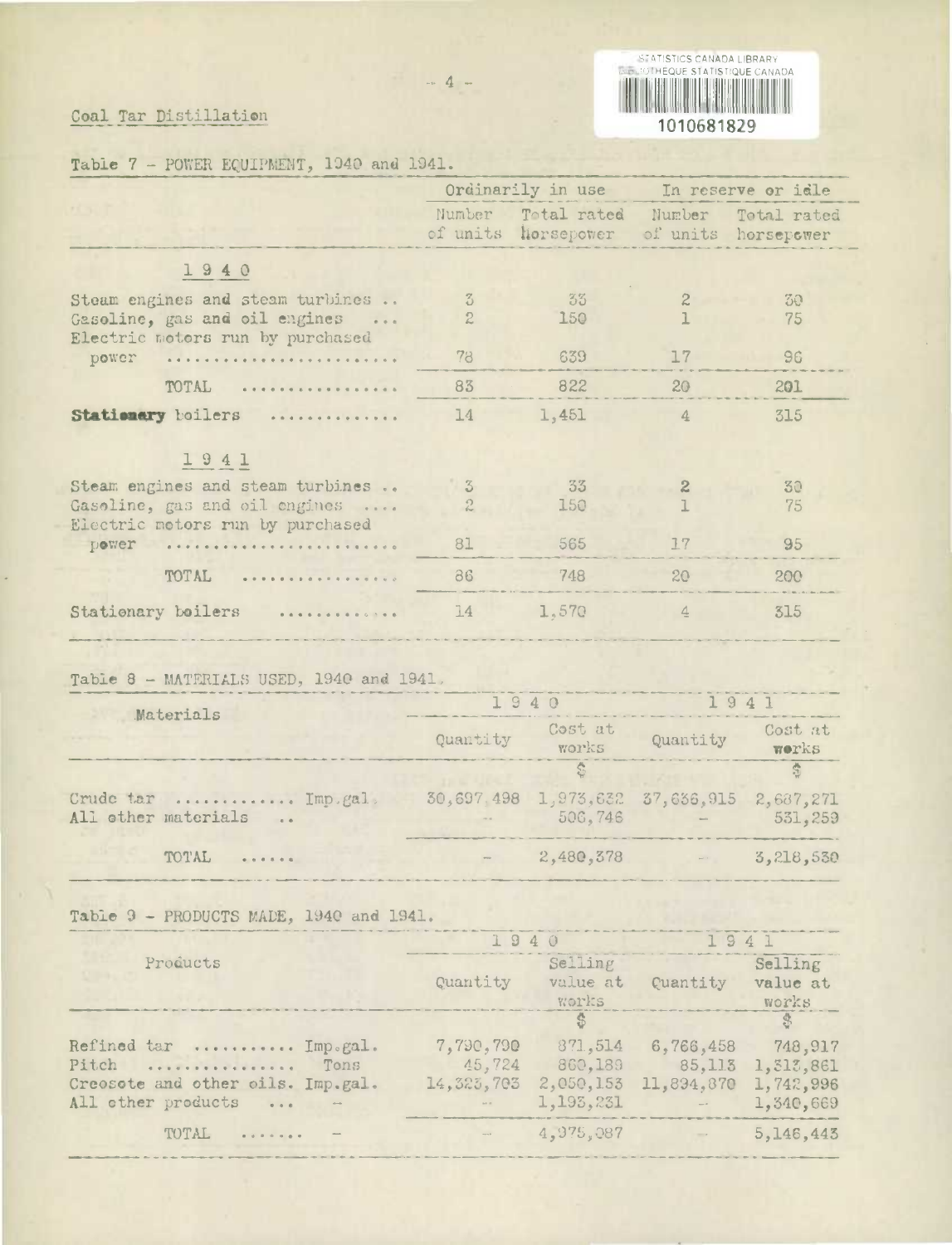Coal Tar Distillation

Table 7 - POWER EQUIPMENT, 1940 and 1941.

| | Ordinarily in use | | In reserve or idle | |
|---|---|---|---|---|
| | Number of units | Total rated horsepower | Number of units | Total rated horsepower |
| **1940** | | | | |
| Steam engines and steam turbines .. | 3 | 33 | 2 | 30 |
| Gasoline, gas and oil engines ... | 2 | 150 | 1 | 75 |
| Electric motors run by purchased power ...................... | 78 | 639 | 17 | 96 |
| TOTAL ................ | 83 | 822 | 20 | 201 |
| Stationary boilers ............ | 14 | 1,451 | 4 | 315 |
| **1941** | | | | |
| Steam engines and steam turbines .. | 3 | 33 | 2 | 30 |
| Gasoline, gas and oil engines .... | 2 | 150 | 1 | 75 |
| Electric motors run by purchased power ...................... | 81 | 565 | 17 | 95 |
| TOTAL ................ | 86 | 748 | 20 | 200 |
| Stationary boilers ............ | 14 | 1,570 | 4 | 315 |

Table 8 - MATERIALS USED, 1940 and 1941.

| Materials | 1940 | | 1941 | |
|---|---|---|---|---|
| | Quantity | Cost at works | Quantity | Cost at works |
| | | $ | | $ |
| Crude tar ........... Imp.gal. | 30,697,498 | 1,973,632 | 37,636,915 | 2,687,271 |
| All other materials .. | - | 506,746 | - | 531,259 |
| TOTAL ..... | - | 2,480,378 | - | 3,218,530 |

Table 9 - PRODUCTS MADE, 1940 and 1941.

| Products | 1940 | | 1941 | |
|---|---|---|---|---|
| | Quantity | Selling value at works | Quantity | Selling value at works |
| | | $ | | $ |
| Refined tar .......... Imp.gal. | 7,790,790 | 871,514 | 6,766,458 | 748,917 |
| Pitch ............... Tons | 45,724 | 860,189 | 85,113 | 1,313,861 |
| Creosote and other oils. Imp.gal. | 14,323,703 | 2,050,153 | 11,834,870 | 1,742,996 |
| All other products ... - | - | 1,193,231 | - | 1,340,669 |
| TOTAL ....... - | - | 4,975,087 | - | 5,146,443 |